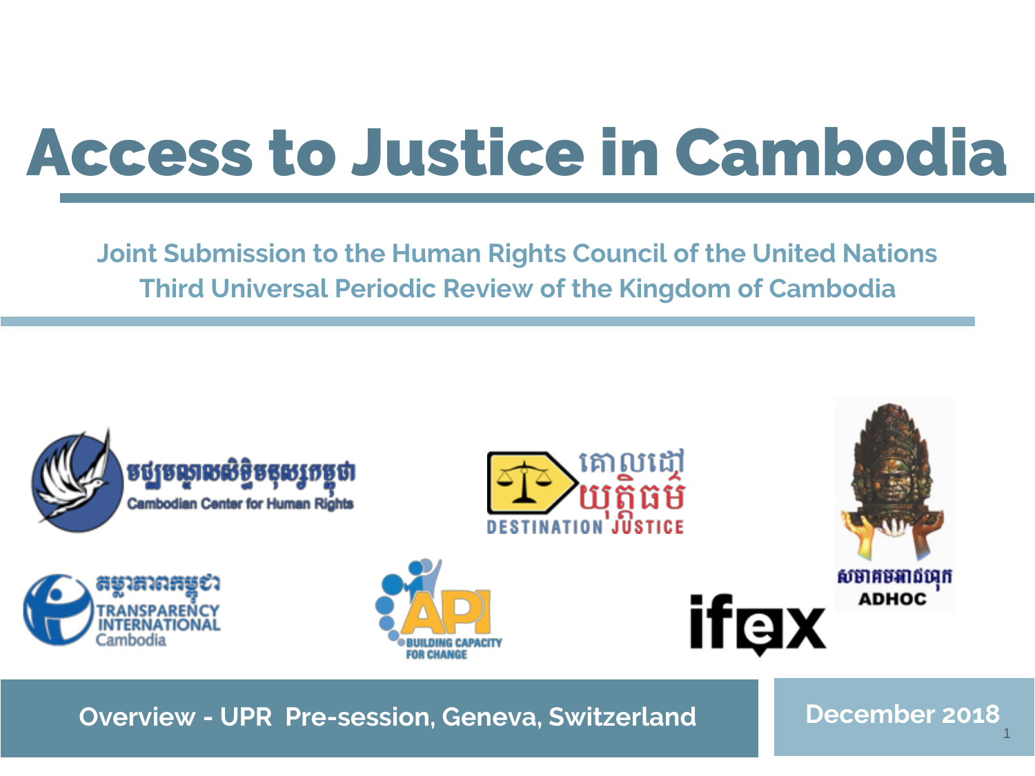# Access to Justice in Cambodia

## Joint Submission to the Human Rights Council of the United Nations
## Third Universal Periodic Review of the Kingdom of Cambodia

Cambodian Center for Human Rights

Destination Justice

ADHOC

Transparency International Cambodia

API Building Capacity for Change

ifex

**Overview - UPR Pre-session, Geneva, Switzerland**

**December 2018**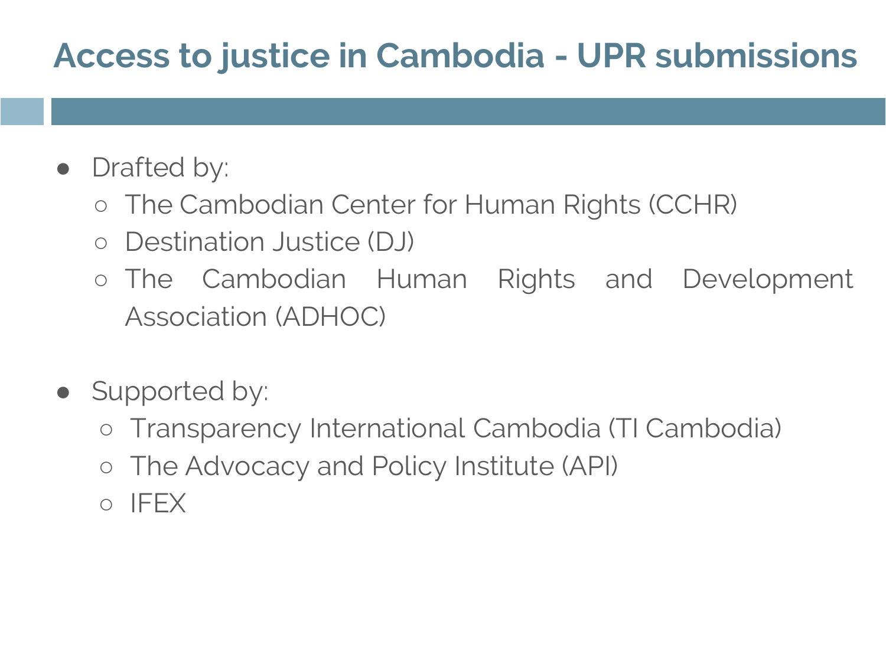# Access to justice in Cambodia - UPR submissions

- Drafted by:
  - The Cambodian Center for Human Rights (CCHR)
  - Destination Justice (DJ)
  - The Cambodian Human Rights and Development Association (ADHOC)

- Supported by:
  - Transparency International Cambodia (TI Cambodia)
  - The Advocacy and Policy Institute (API)
  - IFEX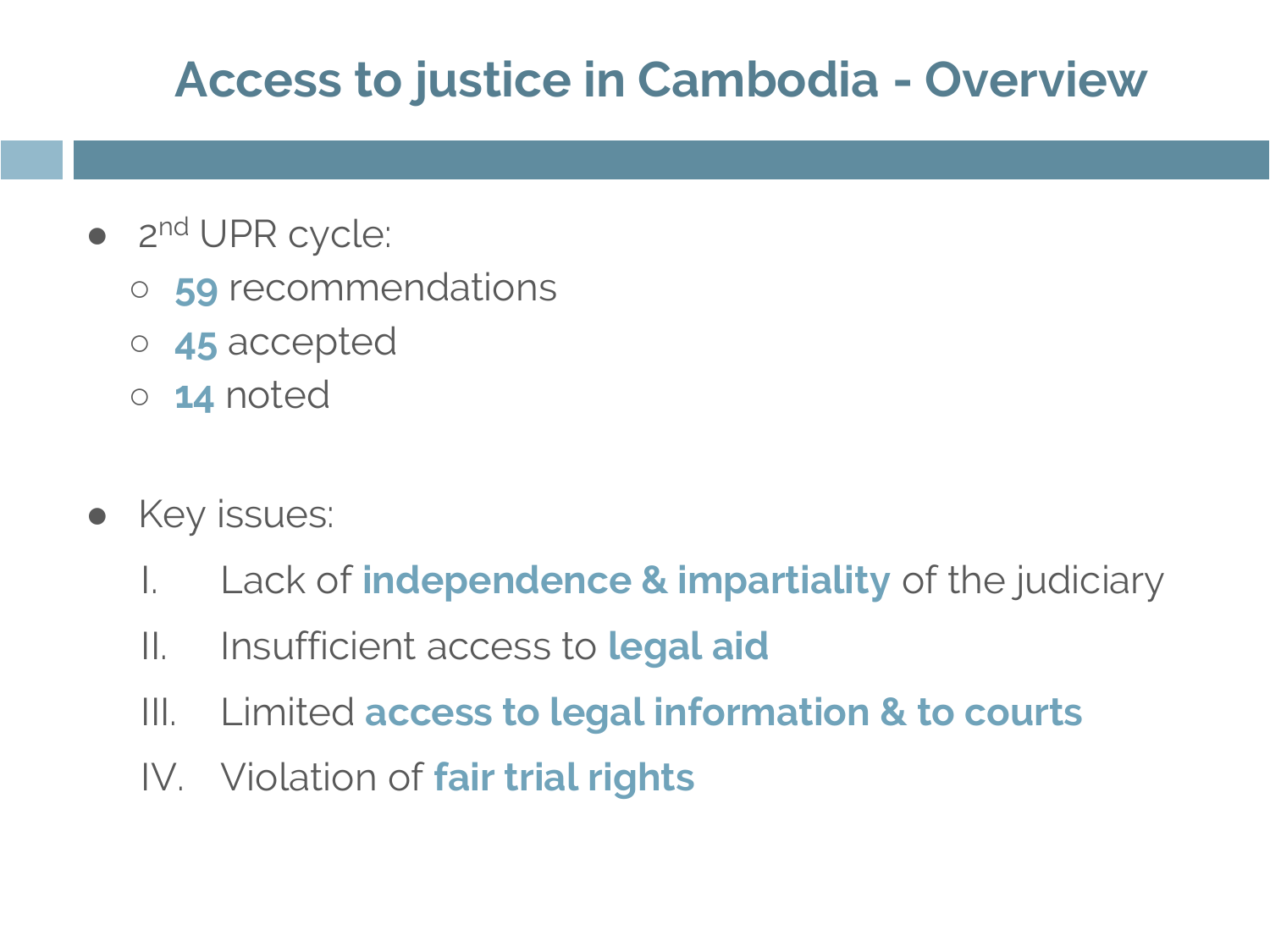# Access to justice in Cambodia - Overview

- 2nd UPR cycle:
  - **59** recommendations
  - **45** accepted
  - **14** noted

- Key issues:
  I. Lack of **independence & impartiality** of the judiciary
  II. Insufficient access to **legal aid**
  III. Limited **access to legal information & to courts**
  IV. Violation of **fair trial rights**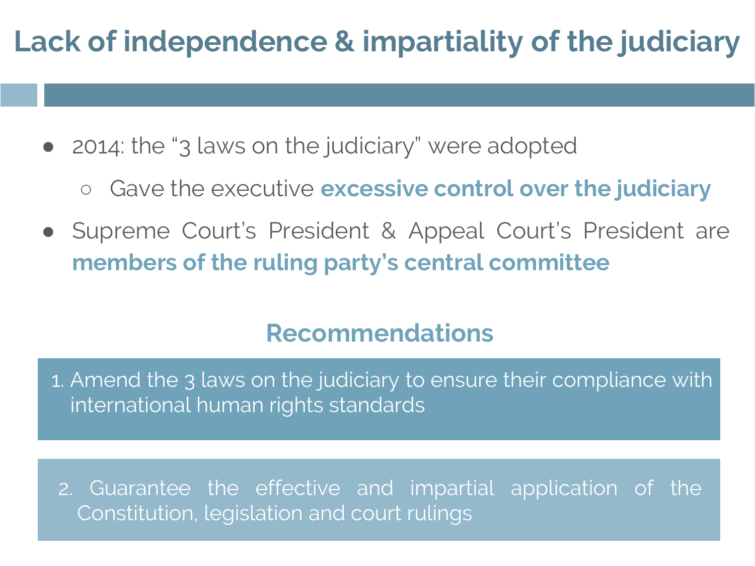# Lack of independence & impartiality of the judiciary

- 2014: the "3 laws on the judiciary" were adopted
  - Gave the executive **excessive control over the judiciary**
- Supreme Court's President & Appeal Court's President are **members of the ruling party's central committee**

## Recommendations

1. Amend the 3 laws on the judiciary to ensure their compliance with international human rights standards

2. Guarantee the effective and impartial application of the Constitution, legislation and court rulings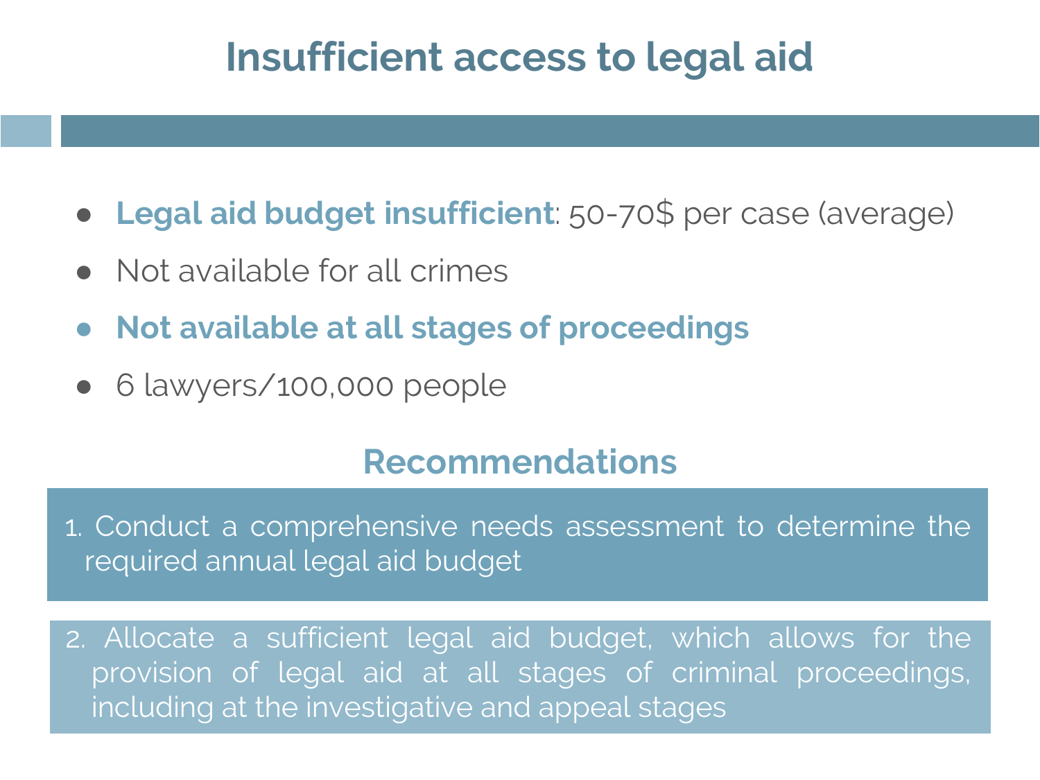# Insufficient access to legal aid

- **Legal aid budget insufficient**: 50-70$ per case (average)
- Not available for all crimes
- **Not available at all stages of proceedings**
- 6 lawyers/100,000 people

## Recommendations

1. Conduct a comprehensive needs assessment to determine the required annual legal aid budget

2. Allocate a sufficient legal aid budget, which allows for the provision of legal aid at all stages of criminal proceedings, including at the investigative and appeal stages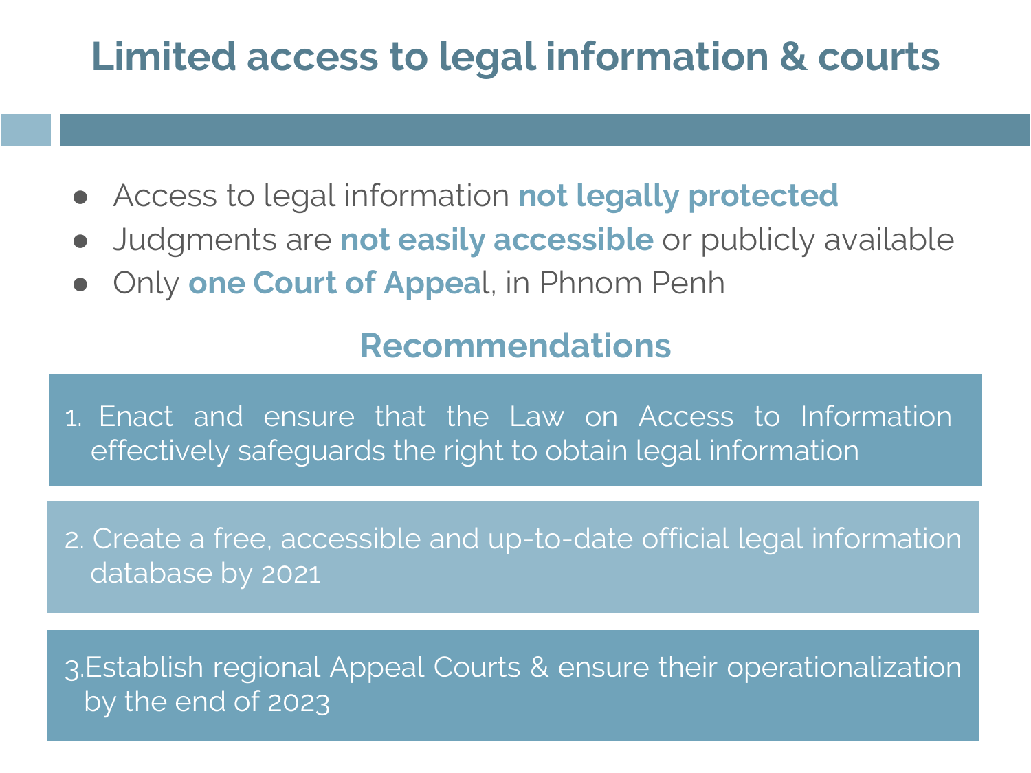# Limited access to legal information & courts

- Access to legal information **not legally protected**
- Judgments are **not easily accessible** or publicly available
- Only **one Court of Appeal**, in Phnom Penh

## Recommendations

1. Enact and ensure that the Law on Access to Information effectively safeguards the right to obtain legal information

2. Create a free, accessible and up-to-date official legal information database by 2021

3. Establish regional Appeal Courts & ensure their operationalization by the end of 2023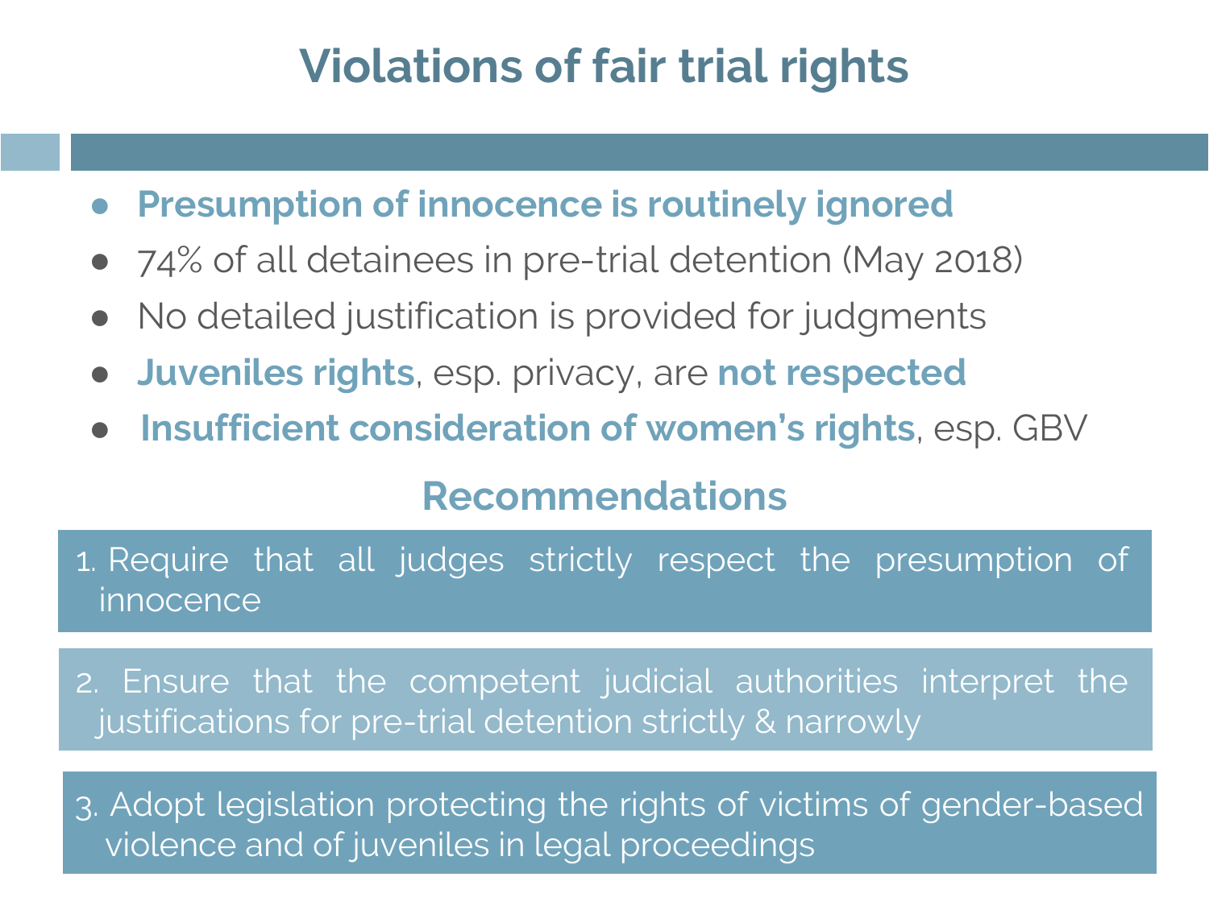# Violations of fair trial rights

- **Presumption of innocence is routinely ignored**
- 74% of all detainees in pre-trial detention (May 2018)
- No detailed justification is provided for judgments
- **Juveniles rights**, esp. privacy, are **not respected**
- **Insufficient consideration of women's rights**, esp. GBV

## Recommendations

1. Require that all judges strictly respect the presumption of innocence
2. Ensure that the competent judicial authorities interpret the justifications for pre-trial detention strictly & narrowly
3. Adopt legislation protecting the rights of victims of gender-based violence and of juveniles in legal proceedings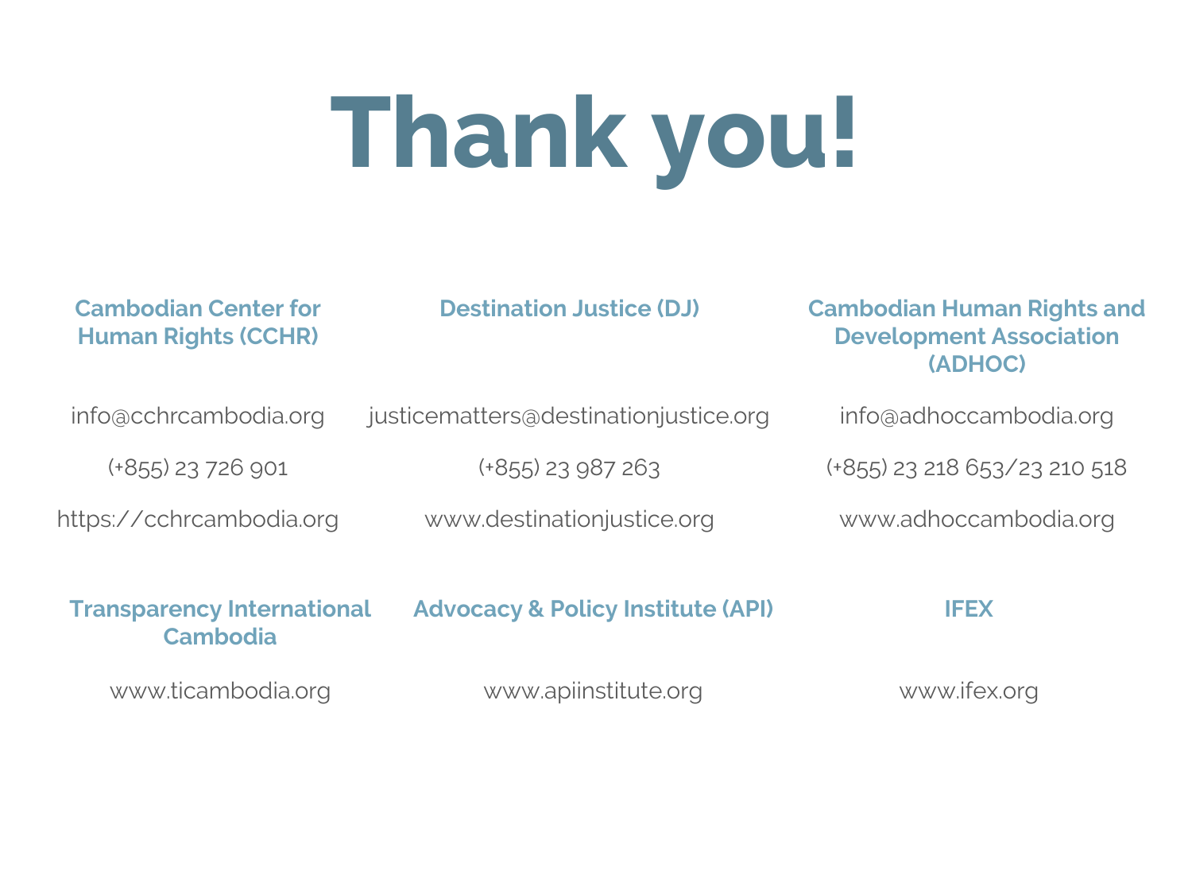# Thank you!

### Cambodian Center for Human Rights (CCHR)

info@cchrcambodia.org

(+855) 23 726 901

https://cchrcambodia.org

### Destination Justice (DJ)

justicematters@destinationjustice.org

(+855) 23 987 263

www.destinationjustice.org

### Cambodian Human Rights and Development Association (ADHOC)

info@adhoccambodia.org

(+855) 23 218 653/23 210 518

www.adhoccambodia.org

### Transparency International Cambodia

www.ticambodia.org

### Advocacy & Policy Institute (API)

www.apiinstitute.org

### IFEX

www.ifex.org